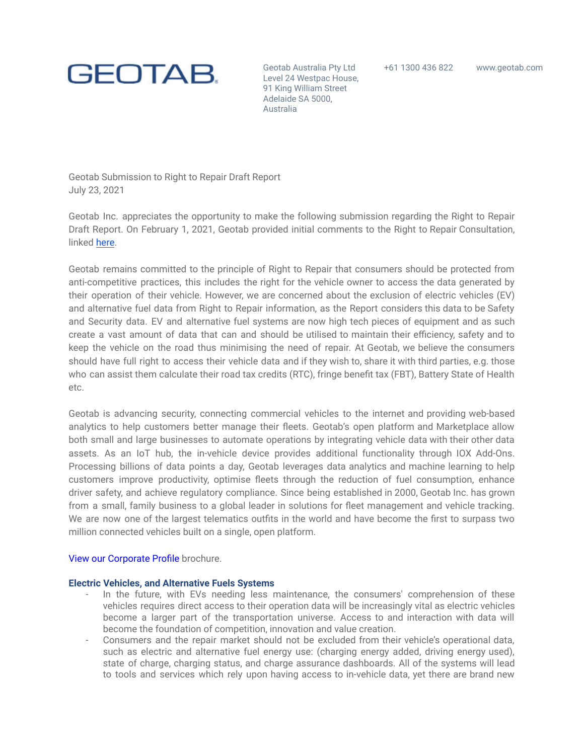GEOTAB

Geotab Australia Pty Ltd
Level 24 Westpac House,
91 King William Street
Adelaide SA 5000,
Australia

+61 1300 436 822

www.geotab.com

Geotab Submission to Right to Repair Draft Report
July 23, 2021

Geotab Inc. appreciates the opportunity to make the following submission regarding the Right to Repair Draft Report. On February 1, 2021, Geotab provided initial comments to the Right to Repair Consultation, linked here.

Geotab remains committed to the principle of Right to Repair that consumers should be protected from anti-competitive practices, this includes the right for the vehicle owner to access the data generated by their operation of their vehicle. However, we are concerned about the exclusion of electric vehicles (EV) and alternative fuel data from Right to Repair information, as the Report considers this data to be Safety and Security data. EV and alternative fuel systems are now high tech pieces of equipment and as such create a vast amount of data that can and should be utilised to maintain their efficiency, safety and to keep the vehicle on the road thus minimising the need of repair. At Geotab, we believe the consumers should have full right to access their vehicle data and if they wish to, share it with third parties, e.g. those who can assist them calculate their road tax credits (RTC), fringe benefit tax (FBT), Battery State of Health etc.

Geotab is advancing security, connecting commercial vehicles to the internet and providing web-based analytics to help customers better manage their fleets. Geotab's open platform and Marketplace allow both small and large businesses to automate operations by integrating vehicle data with their other data assets. As an IoT hub, the in-vehicle device provides additional functionality through IOX Add-Ons. Processing billions of data points a day, Geotab leverages data analytics and machine learning to help customers improve productivity, optimise fleets through the reduction of fuel consumption, enhance driver safety, and achieve regulatory compliance. Since being established in 2000, Geotab Inc. has grown from a small, family business to a global leader in solutions for fleet management and vehicle tracking. We are now one of the largest telematics outfits in the world and have become the first to surpass two million connected vehicles built on a single, open platform.

View our Corporate Profile brochure.

**Electric Vehicles, and Alternative Fuels Systems**

- In the future, with EVs needing less maintenance, the consumers' comprehension of these vehicles requires direct access to their operation data will be increasingly vital as electric vehicles become a larger part of the transportation universe. Access to and interaction with data will become the foundation of competition, innovation and value creation.
- Consumers and the repair market should not be excluded from their vehicle's operational data, such as electric and alternative fuel energy use: (charging energy added, driving energy used), state of charge, charging status, and charge assurance dashboards. All of the systems will lead to tools and services which rely upon having access to in-vehicle data, yet there are brand new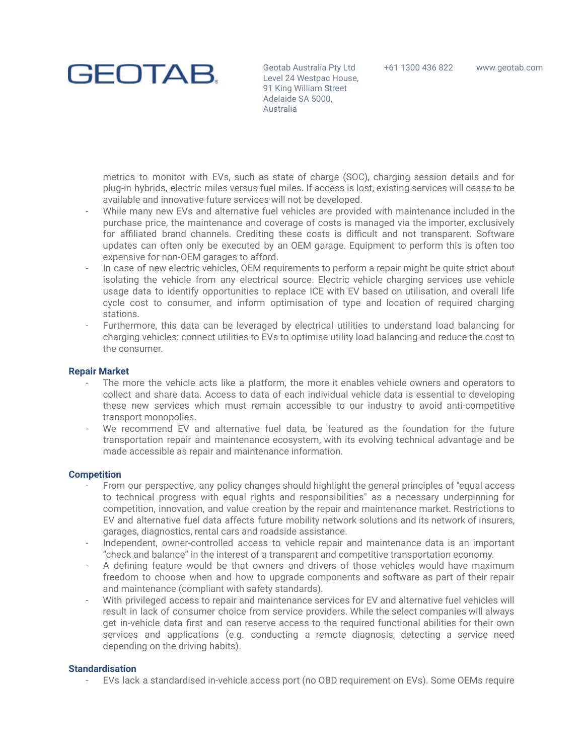metrics to monitor with EVs, such as state of charge (SOC), charging session details and for plug-in hybrids, electric miles versus fuel miles. If access is lost, existing services will cease to be available and innovative future services will not be developed.

- While many new EVs and alternative fuel vehicles are provided with maintenance included in the purchase price, the maintenance and coverage of costs is managed via the importer, exclusively for affiliated brand channels. Crediting these costs is difficult and not transparent. Software updates can often only be executed by an OEM garage. Equipment to perform this is often too expensive for non-OEM garages to afford.
- In case of new electric vehicles, OEM requirements to perform a repair might be quite strict about isolating the vehicle from any electrical source. Electric vehicle charging services use vehicle usage data to identify opportunities to replace ICE with EV based on utilisation, and overall life cycle cost to consumer, and inform optimisation of type and location of required charging stations.
- Furthermore, this data can be leveraged by electrical utilities to understand load balancing for charging vehicles: connect utilities to EVs to optimise utility load balancing and reduce the cost to the consumer.

**Repair Market**

- The more the vehicle acts like a platform, the more it enables vehicle owners and operators to collect and share data. Access to data of each individual vehicle data is essential to developing these new services which must remain accessible to our industry to avoid anti-competitive transport monopolies.
- We recommend EV and alternative fuel data, be featured as the foundation for the future transportation repair and maintenance ecosystem, with its evolving technical advantage and be made accessible as repair and maintenance information.

**Competition**

- From our perspective, any policy changes should highlight the general principles of "equal access to technical progress with equal rights and responsibilities" as a necessary underpinning for competition, innovation, and value creation by the repair and maintenance market. Restrictions to EV and alternative fuel data affects future mobility network solutions and its network of insurers, garages, diagnostics, rental cars and roadside assistance.
- Independent, owner-controlled access to vehicle repair and maintenance data is an important "check and balance" in the interest of a transparent and competitive transportation economy.
- A defining feature would be that owners and drivers of those vehicles would have maximum freedom to choose when and how to upgrade components and software as part of their repair and maintenance (compliant with safety standards).
- With privileged access to repair and maintenance services for EV and alternative fuel vehicles will result in lack of consumer choice from service providers. While the select companies will always get in-vehicle data first and can reserve access to the required functional abilities for their own services and applications (e.g. conducting a remote diagnosis, detecting a service need depending on the driving habits).

**Standardisation**

- EVs lack a standardised in-vehicle access port (no OBD requirement on EVs). Some OEMs require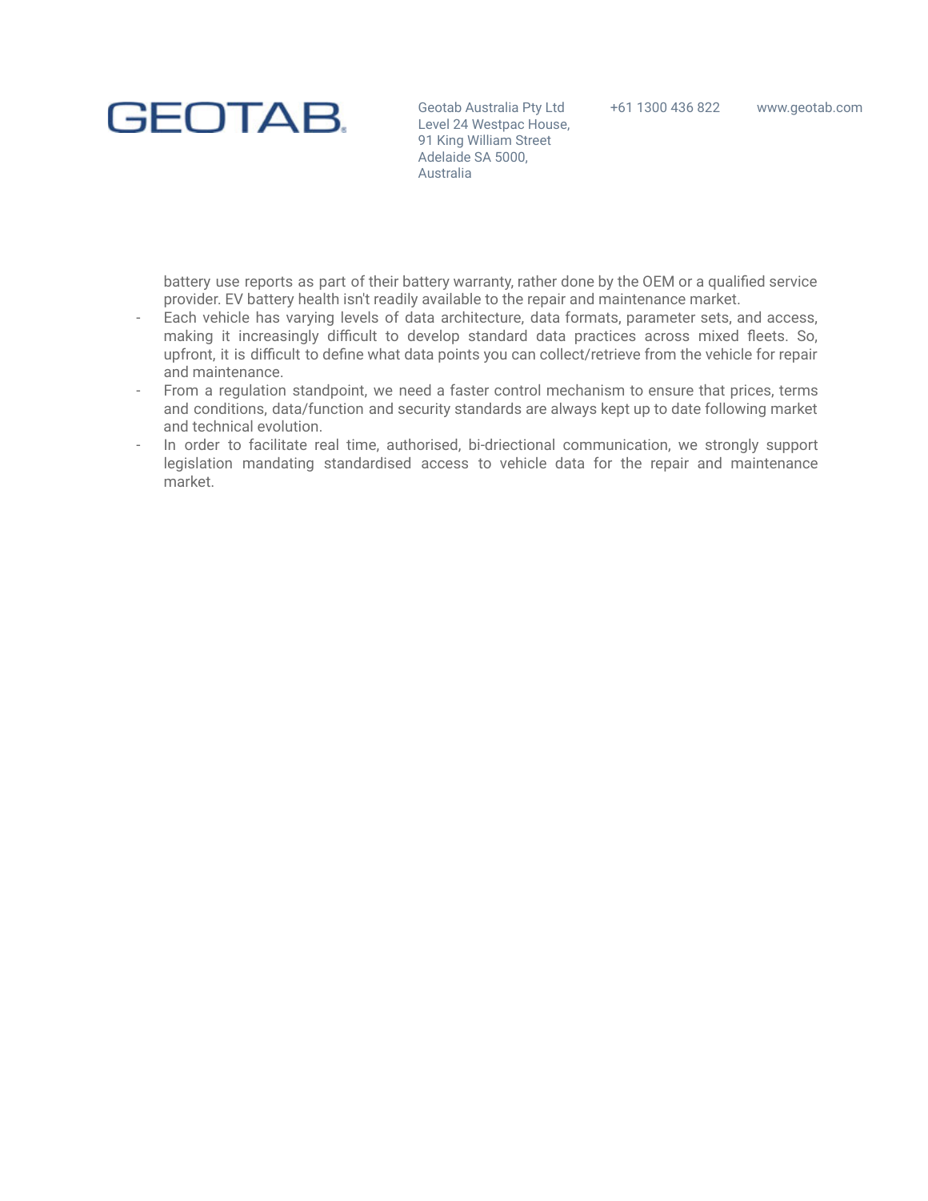battery use reports as part of their battery warranty, rather done by the OEM or a qualified service provider. EV battery health isn't readily available to the repair and maintenance market.

- Each vehicle has varying levels of data architecture, data formats, parameter sets, and access, making it increasingly difficult to develop standard data practices across mixed fleets. So, upfront, it is difficult to define what data points you can collect/retrieve from the vehicle for repair and maintenance.
- From a regulation standpoint, we need a faster control mechanism to ensure that prices, terms and conditions, data/function and security standards are always kept up to date following market and technical evolution.
- In order to facilitate real time, authorised, bi-driectional communication, we strongly support legislation mandating standardised access to vehicle data for the repair and maintenance market.